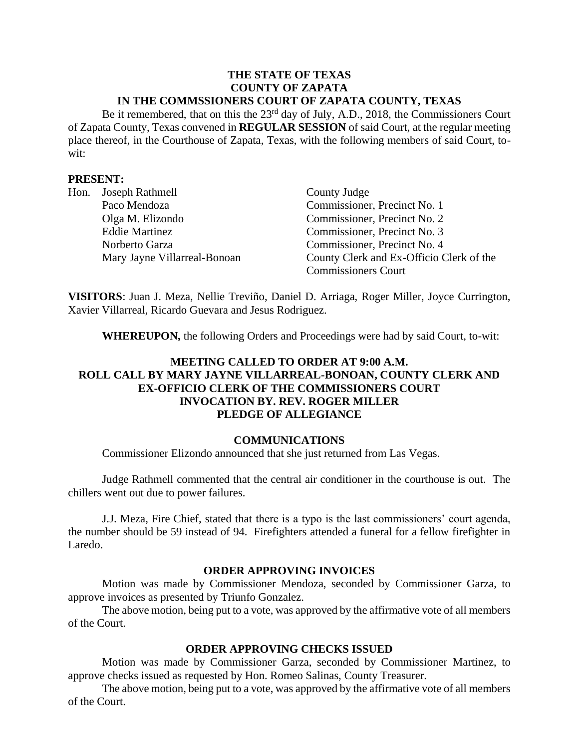**THE STATE OF TEXAS**
**COUNTY OF ZAPATA**
**IN THE COMMSSIONERS COURT OF ZAPATA COUNTY, TEXAS**

Be it remembered, that on this the 23rd day of July, A.D., 2018, the Commissioners Court of Zapata County, Texas convened in **REGULAR SESSION** of said Court, at the regular meeting place thereof, in the Courthouse of Zapata, Texas, with the following members of said Court, to-wit:

**PRESENT:**

| | | |
|---|---|---|
| Hon. | Joseph Rathmell | County Judge |
| | Paco Mendoza | Commissioner, Precinct No. 1 |
| | Olga M. Elizondo | Commissioner, Precinct No. 2 |
| | Eddie Martinez | Commissioner, Precinct No. 3 |
| | Norberto Garza | Commissioner, Precinct No. 4 |
| | Mary Jayne Villarreal-Bonoan | County Clerk and Ex-Officio Clerk of the Commissioners Court |

**VISITORS**: Juan J. Meza, Nellie Treviño, Daniel D. Arriaga, Roger Miller, Joyce Currington, Xavier Villarreal, Ricardo Guevara and Jesus Rodriguez.

**WHEREUPON,** the following Orders and Proceedings were had by said Court, to-wit:

**MEETING CALLED TO ORDER AT 9:00 A.M.**
**ROLL CALL BY MARY JAYNE VILLARREAL-BONOAN, COUNTY CLERK AND EX-OFFICIO CLERK OF THE COMMISSIONERS COURT**
**INVOCATION BY. REV. ROGER MILLER**
**PLEDGE OF ALLEGIANCE**

**COMMUNICATIONS**

Commissioner Elizondo announced that she just returned from Las Vegas.

Judge Rathmell commented that the central air conditioner in the courthouse is out. The chillers went out due to power failures.

J.J. Meza, Fire Chief, stated that there is a typo is the last commissioners' court agenda, the number should be 59 instead of 94. Firefighters attended a funeral for a fellow firefighter in Laredo.

**ORDER APPROVING INVOICES**

Motion was made by Commissioner Mendoza, seconded by Commissioner Garza, to approve invoices as presented by Triunfo Gonzalez.

The above motion, being put to a vote, was approved by the affirmative vote of all members of the Court.

**ORDER APPROVING CHECKS ISSUED**

Motion was made by Commissioner Garza, seconded by Commissioner Martinez, to approve checks issued as requested by Hon. Romeo Salinas, County Treasurer.

The above motion, being put to a vote, was approved by the affirmative vote of all members of the Court.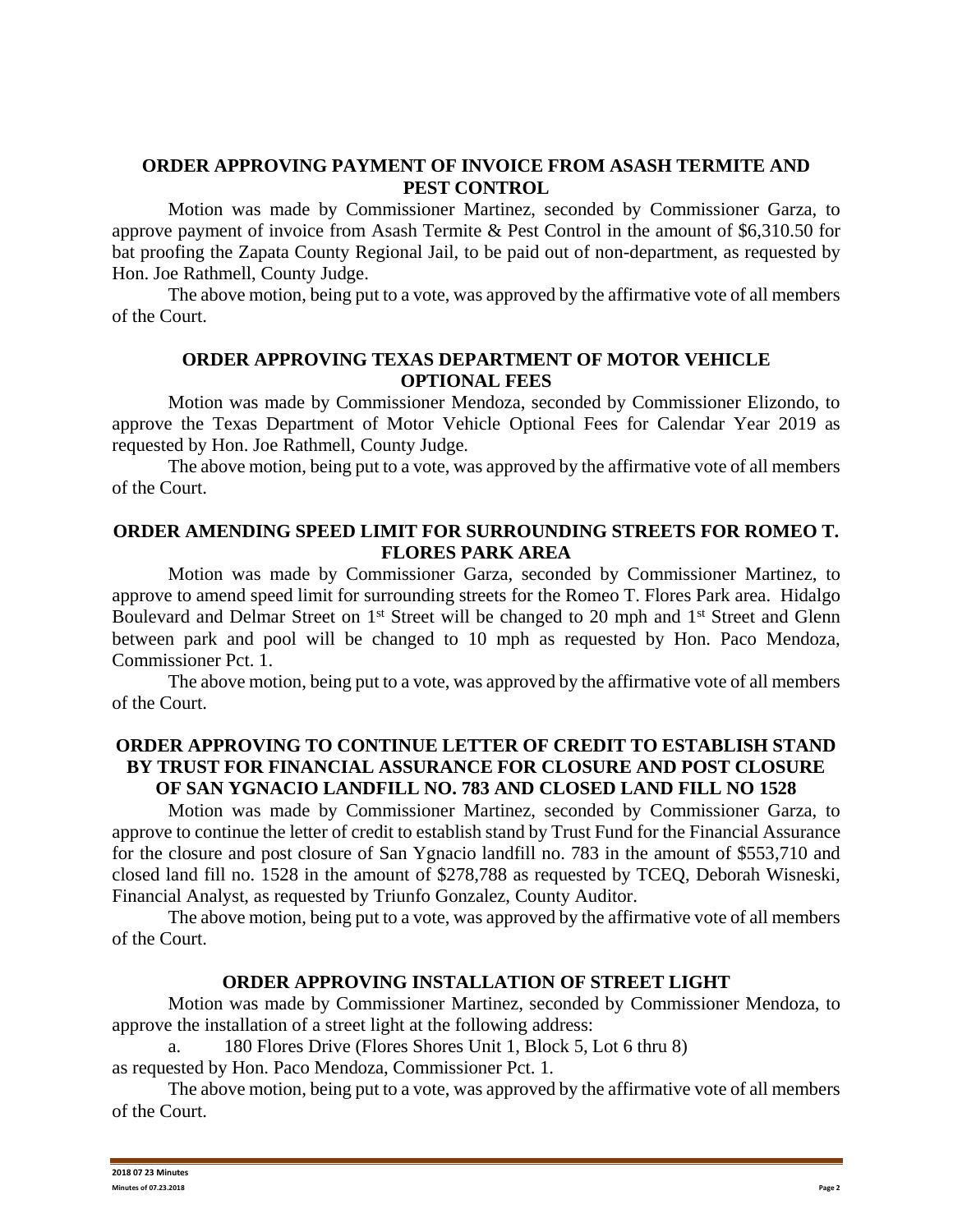## ORDER APPROVING PAYMENT OF INVOICE FROM ASASH TERMITE AND PEST CONTROL

Motion was made by Commissioner Martinez, seconded by Commissioner Garza, to approve payment of invoice from Asash Termite & Pest Control in the amount of $6,310.50 for bat proofing the Zapata County Regional Jail, to be paid out of non-department, as requested by Hon. Joe Rathmell, County Judge.

The above motion, being put to a vote, was approved by the affirmative vote of all members of the Court.

## ORDER APPROVING TEXAS DEPARTMENT OF MOTOR VEHICLE OPTIONAL FEES

Motion was made by Commissioner Mendoza, seconded by Commissioner Elizondo, to approve the Texas Department of Motor Vehicle Optional Fees for Calendar Year 2019 as requested by Hon. Joe Rathmell, County Judge.

The above motion, being put to a vote, was approved by the affirmative vote of all members of the Court.

## ORDER AMENDING SPEED LIMIT FOR SURROUNDING STREETS FOR ROMEO T. FLORES PARK AREA

Motion was made by Commissioner Garza, seconded by Commissioner Martinez, to approve to amend speed limit for surrounding streets for the Romeo T. Flores Park area. Hidalgo Boulevard and Delmar Street on 1st Street will be changed to 20 mph and 1st Street and Glenn between park and pool will be changed to 10 mph as requested by Hon. Paco Mendoza, Commissioner Pct. 1.

The above motion, being put to a vote, was approved by the affirmative vote of all members of the Court.

## ORDER APPROVING TO CONTINUE LETTER OF CREDIT TO ESTABLISH STAND BY TRUST FOR FINANCIAL ASSURANCE FOR CLOSURE AND POST CLOSURE OF SAN YGNACIO LANDFILL NO. 783 AND CLOSED LAND FILL NO 1528

Motion was made by Commissioner Martinez, seconded by Commissioner Garza, to approve to continue the letter of credit to establish stand by Trust Fund for the Financial Assurance for the closure and post closure of San Ygnacio landfill no. 783 in the amount of $553,710 and closed land fill no. 1528 in the amount of $278,788 as requested by TCEQ, Deborah Wisneski, Financial Analyst, as requested by Triunfo Gonzalez, County Auditor.

The above motion, being put to a vote, was approved by the affirmative vote of all members of the Court.

## ORDER APPROVING INSTALLATION OF STREET LIGHT

Motion was made by Commissioner Martinez, seconded by Commissioner Mendoza, to approve the installation of a street light at the following address:

a. 180 Flores Drive (Flores Shores Unit 1, Block 5, Lot 6 thru 8)

as requested by Hon. Paco Mendoza, Commissioner Pct. 1.

The above motion, being put to a vote, was approved by the affirmative vote of all members of the Court.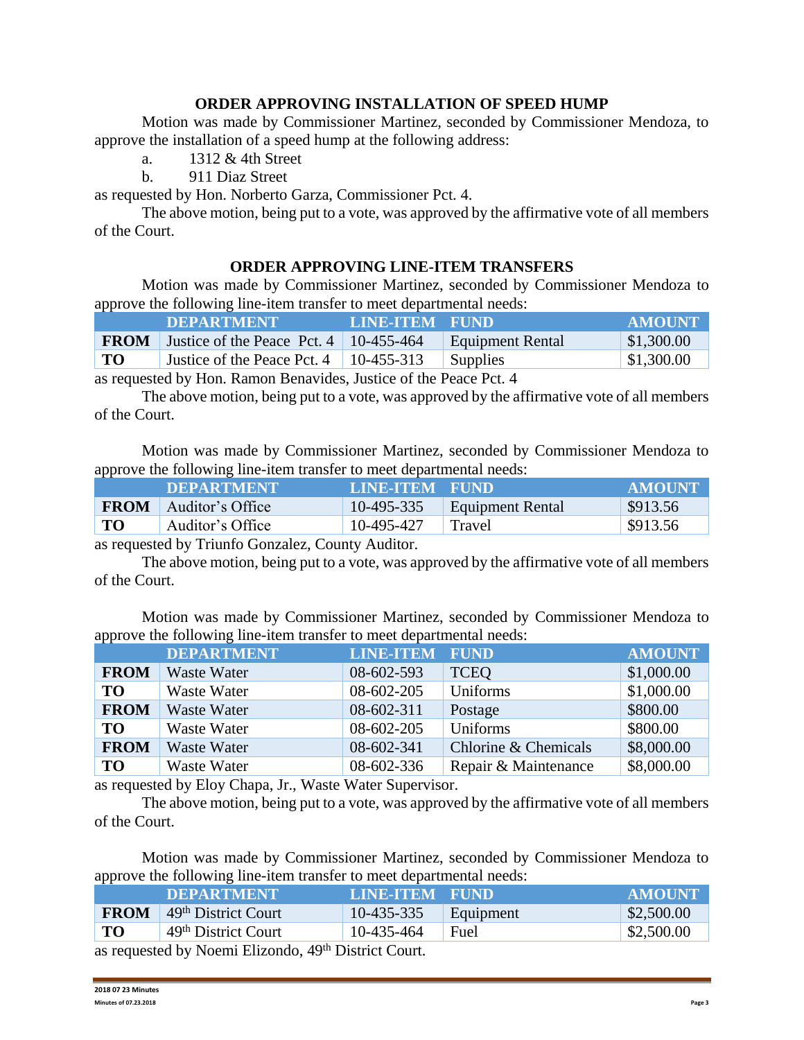## ORDER APPROVING INSTALLATION OF SPEED HUMP

Motion was made by Commissioner Martinez, seconded by Commissioner Mendoza, to approve the installation of a speed hump at the following address:

a. 1312 & 4th Street
b. 911 Diaz Street

as requested by Hon. Norberto Garza, Commissioner Pct. 4.

The above motion, being put to a vote, was approved by the affirmative vote of all members of the Court.

## ORDER APPROVING LINE-ITEM TRANSFERS

Motion was made by Commissioner Martinez, seconded by Commissioner Mendoza to approve the following line-item transfer to meet departmental needs:

| | DEPARTMENT | LINE-ITEM | FUND | AMOUNT |
|---|---|---|---|---|
| **FROM** | Justice of the Peace Pct. 4 | 10-455-464 | Equipment Rental | $1,300.00 |
| **TO** | Justice of the Peace Pct. 4 | 10-455-313 | Supplies | $1,300.00 |

as requested by Hon. Ramon Benavides, Justice of the Peace Pct. 4

The above motion, being put to a vote, was approved by the affirmative vote of all members of the Court.

Motion was made by Commissioner Martinez, seconded by Commissioner Mendoza to approve the following line-item transfer to meet departmental needs:

| | DEPARTMENT | LINE-ITEM | FUND | AMOUNT |
|---|---|---|---|---|
| **FROM** | Auditor's Office | 10-495-335 | Equipment Rental | $913.56 |
| **TO** | Auditor's Office | 10-495-427 | Travel | $913.56 |

as requested by Triunfo Gonzalez, County Auditor.

The above motion, being put to a vote, was approved by the affirmative vote of all members of the Court.

Motion was made by Commissioner Martinez, seconded by Commissioner Mendoza to approve the following line-item transfer to meet departmental needs:

| | DEPARTMENT | LINE-ITEM | FUND | AMOUNT |
|---|---|---|---|---|
| **FROM** | Waste Water | 08-602-593 | TCEQ | $1,000.00 |
| **TO** | Waste Water | 08-602-205 | Uniforms | $1,000.00 |
| **FROM** | Waste Water | 08-602-311 | Postage | $800.00 |
| **TO** | Waste Water | 08-602-205 | Uniforms | $800.00 |
| **FROM** | Waste Water | 08-602-341 | Chlorine & Chemicals | $8,000.00 |
| **TO** | Waste Water | 08-602-336 | Repair & Maintenance | $8,000.00 |

as requested by Eloy Chapa, Jr., Waste Water Supervisor.

The above motion, being put to a vote, was approved by the affirmative vote of all members of the Court.

Motion was made by Commissioner Martinez, seconded by Commissioner Mendoza to approve the following line-item transfer to meet departmental needs:

| | DEPARTMENT | LINE-ITEM | FUND | AMOUNT |
|---|---|---|---|---|
| **FROM** | 49th District Court | 10-435-335 | Equipment | $2,500.00 |
| **TO** | 49th District Court | 10-435-464 | Fuel | $2,500.00 |

as requested by Noemi Elizondo, 49th District Court.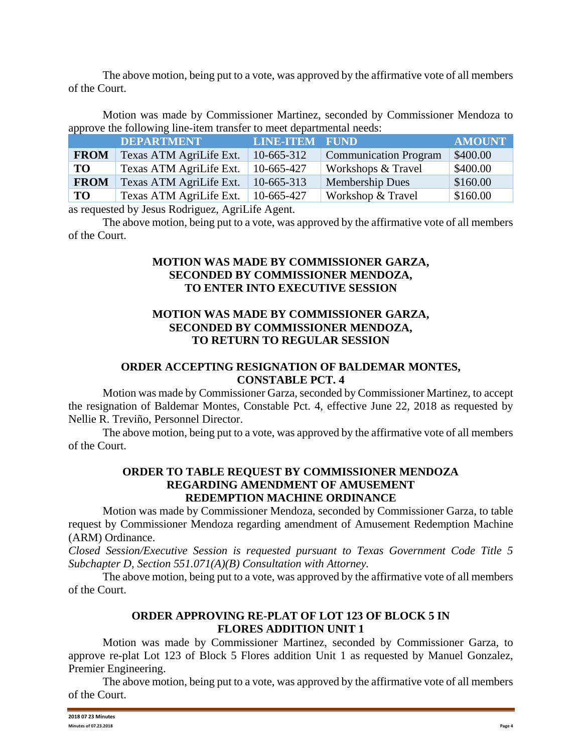The above motion, being put to a vote, was approved by the affirmative vote of all members of the Court.

Motion was made by Commissioner Martinez, seconded by Commissioner Mendoza to approve the following line-item transfer to meet departmental needs:

| | DEPARTMENT | LINE-ITEM | FUND | AMOUNT |
|---|---|---|---|---|
| **FROM** | Texas ATM AgriLife Ext. | 10-665-312 | Communication Program | \$400.00 |
| **TO** | Texas ATM AgriLife Ext. | 10-665-427 | Workshops & Travel | \$400.00 |
| **FROM** | Texas ATM AgriLife Ext. | 10-665-313 | Membership Dues | \$160.00 |
| **TO** | Texas ATM AgriLife Ext. | 10-665-427 | Workshop & Travel | \$160.00 |

as requested by Jesus Rodriguez, AgriLife Agent.

The above motion, being put to a vote, was approved by the affirmative vote of all members of the Court.

**MOTION WAS MADE BY COMMISSIONER GARZA, SECONDED BY COMMISSIONER MENDOZA, TO ENTER INTO EXECUTIVE SESSION**

**MOTION WAS MADE BY COMMISSIONER GARZA, SECONDED BY COMMISSIONER MENDOZA, TO RETURN TO REGULAR SESSION**

**ORDER ACCEPTING RESIGNATION OF BALDEMAR MONTES, CONSTABLE PCT. 4**

Motion was made by Commissioner Garza, seconded by Commissioner Martinez, to accept the resignation of Baldemar Montes, Constable Pct. 4, effective June 22, 2018 as requested by Nellie R. Treviño, Personnel Director.

The above motion, being put to a vote, was approved by the affirmative vote of all members of the Court.

**ORDER TO TABLE REQUEST BY COMMISSIONER MENDOZA REGARDING AMENDMENT OF AMUSEMENT REDEMPTION MACHINE ORDINANCE**

Motion was made by Commissioner Mendoza, seconded by Commissioner Garza, to table request by Commissioner Mendoza regarding amendment of Amusement Redemption Machine (ARM) Ordinance.

*Closed Session/Executive Session is requested pursuant to Texas Government Code Title 5 Subchapter D, Section 551.071(A)(B) Consultation with Attorney.*

The above motion, being put to a vote, was approved by the affirmative vote of all members of the Court.

**ORDER APPROVING RE-PLAT OF LOT 123 OF BLOCK 5 IN FLORES ADDITION UNIT 1**

Motion was made by Commissioner Martinez, seconded by Commissioner Garza, to approve re-plat Lot 123 of Block 5 Flores addition Unit 1 as requested by Manuel Gonzalez, Premier Engineering.

The above motion, being put to a vote, was approved by the affirmative vote of all members of the Court.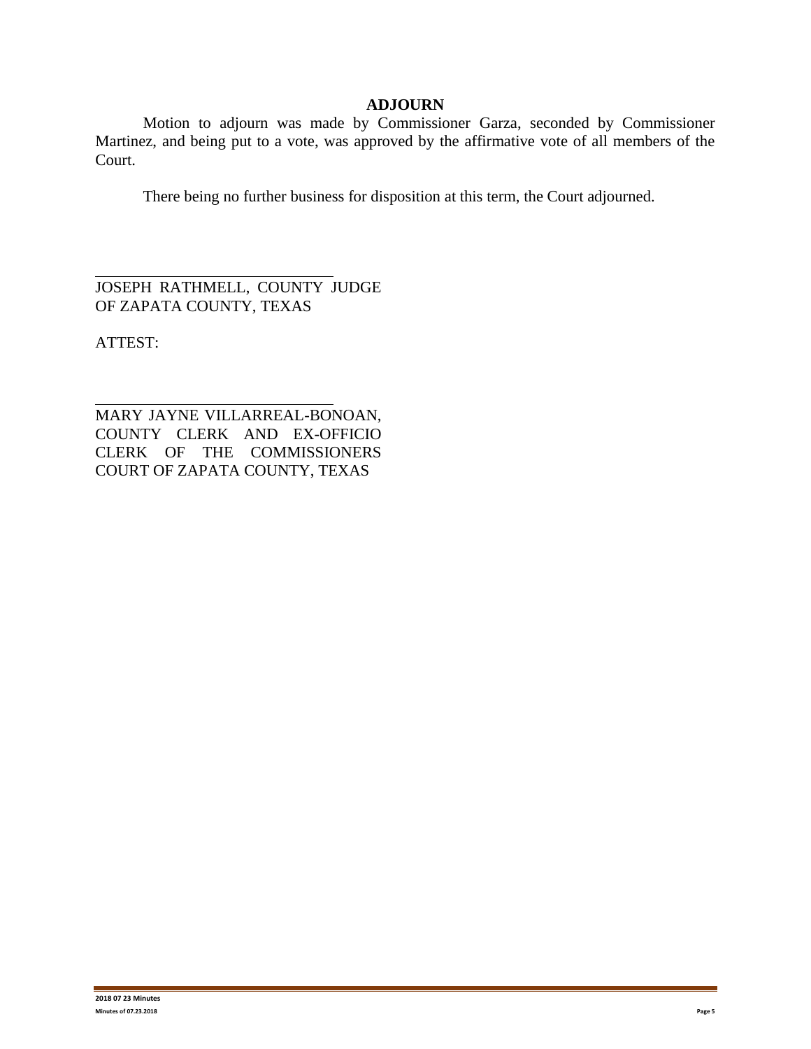## ADJOURN

Motion to adjourn was made by Commissioner Garza, seconded by Commissioner Martinez, and being put to a vote, was approved by the affirmative vote of all members of the Court.

There being no further business for disposition at this term, the Court adjourned.

\_\_\_\_\_\_\_\_\_\_\_\_\_\_\_\_\_\_\_\_\_\_\_\_\_\_\_\_\_\_

JOSEPH RATHMELL, COUNTY JUDGE
OF ZAPATA COUNTY, TEXAS

ATTEST:

\_\_\_\_\_\_\_\_\_\_\_\_\_\_\_\_\_\_\_\_\_\_\_\_\_\_\_\_\_\_

MARY JAYNE VILLARREAL-BONOAN,
COUNTY CLERK AND EX-OFFICIO
CLERK OF THE COMMISSIONERS
COURT OF ZAPATA COUNTY, TEXAS